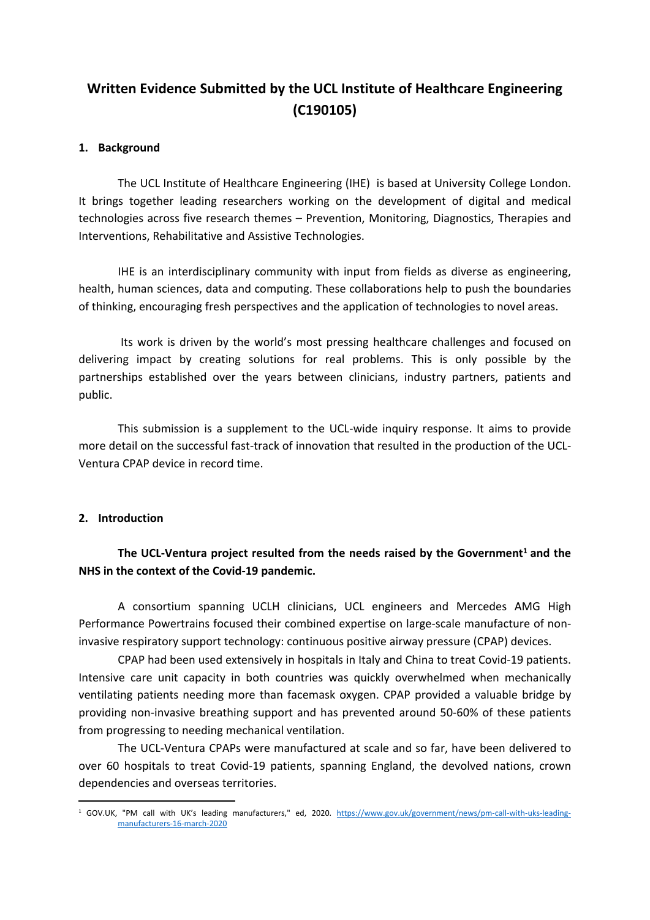# Written Evidence Submitted by the UCL Institute of Healthcare Engineering (C190105)

## 1. Background

The UCL Institute of Healthcare Engineering (IHE) is based at University College London. It brings together leading researchers working on the development of digital and medical technologies across five research themes – Prevention, Monitoring, Diagnostics, Therapies and Interventions, Rehabilitative and Assistive Technologies.

IHE is an interdisciplinary community with input from fields as diverse as engineering, health, human sciences, data and computing. These collaborations help to push the boundaries of thinking, encouraging fresh perspectives and the application of technologies to novel areas.

Its work is driven by the world's most pressing healthcare challenges and focused on delivering impact by creating solutions for real problems. This is only possible by the partnerships established over the years between clinicians, industry partners, patients and public.

This submission is a supplement to the UCL-wide inquiry response. It aims to provide more detail on the successful fast-track of innovation that resulted in the production of the UCL-Ventura CPAP device in record time.

## 2. Introduction

**The UCL-Ventura project resulted from the needs raised by the Government[1] and the NHS in the context of the Covid-19 pandemic.**

A consortium spanning UCLH clinicians, UCL engineers and Mercedes AMG High Performance Powertrains focused their combined expertise on large-scale manufacture of non-invasive respiratory support technology: continuous positive airway pressure (CPAP) devices.

CPAP had been used extensively in hospitals in Italy and China to treat Covid-19 patients. Intensive care unit capacity in both countries was quickly overwhelmed when mechanically ventilating patients needing more than facemask oxygen. CPAP provided a valuable bridge by providing non-invasive breathing support and has prevented around 50-60% of these patients from progressing to needing mechanical ventilation.

The UCL-Ventura CPAPs were manufactured at scale and so far, have been delivered to over 60 hospitals to treat Covid-19 patients, spanning England, the devolved nations, crown dependencies and overseas territories.

---

[1] GOV.UK, "PM call with UK's leading manufacturers," ed, 2020. https://www.gov.uk/government/news/pm-call-with-uks-leading-manufacturers-16-march-2020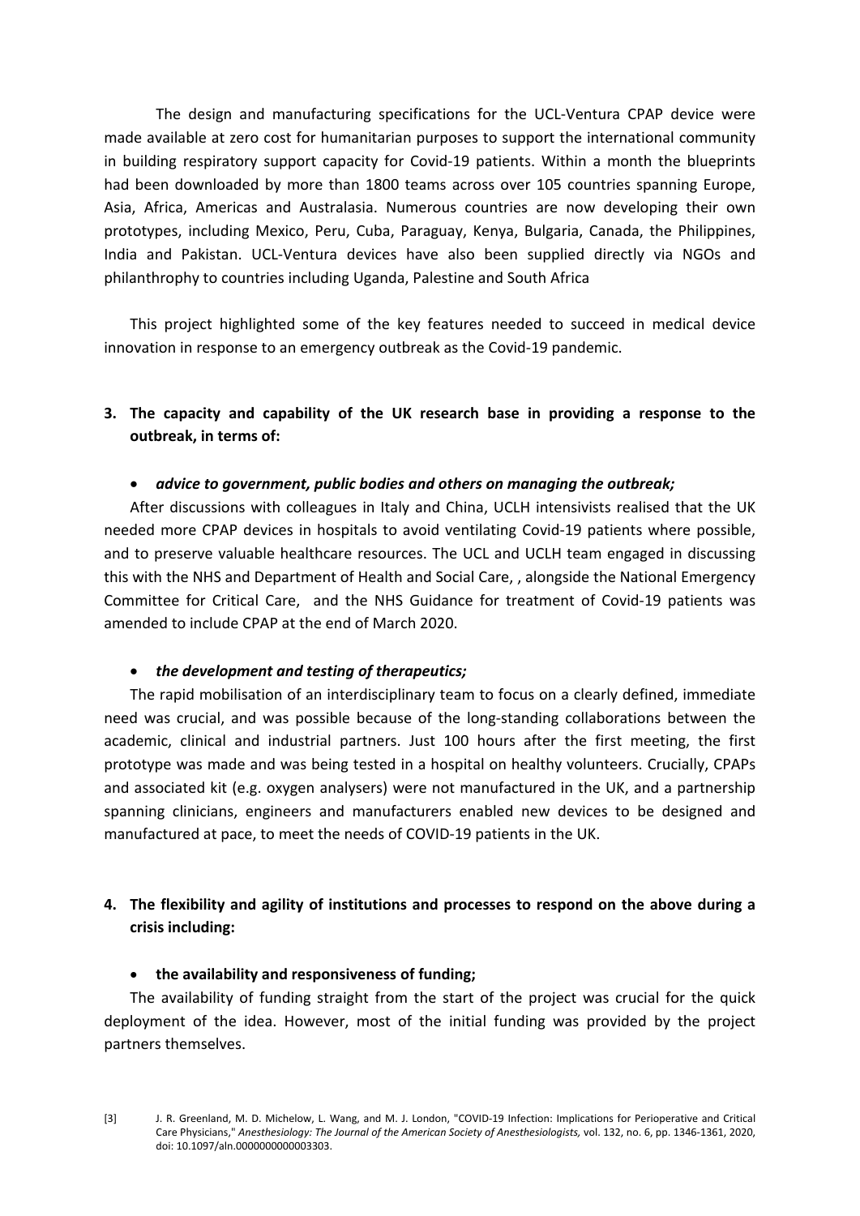The design and manufacturing specifications for the UCL-Ventura CPAP device were made available at zero cost for humanitarian purposes to support the international community in building respiratory support capacity for Covid-19 patients. Within a month the blueprints had been downloaded by more than 1800 teams across over 105 countries spanning Europe, Asia, Africa, Americas and Australasia. Numerous countries are now developing their own prototypes, including Mexico, Peru, Cuba, Paraguay, Kenya, Bulgaria, Canada, the Philippines, India and Pakistan. UCL-Ventura devices have also been supplied directly via NGOs and philanthrophy to countries including Uganda, Palestine and South Africa

This project highlighted some of the key features needed to succeed in medical device innovation in response to an emergency outbreak as the Covid-19 pandemic.

**3. The capacity and capability of the UK research base in providing a response to the outbreak, in terms of:**

- ***advice to government, public bodies and others on managing the outbreak;***

After discussions with colleagues in Italy and China, UCLH intensivists realised that the UK needed more CPAP devices in hospitals to avoid ventilating Covid-19 patients where possible, and to preserve valuable healthcare resources. The UCL and UCLH team engaged in discussing this with the NHS and Department of Health and Social Care, , alongside the National Emergency Committee for Critical Care, and the NHS Guidance for treatment of Covid-19 patients was amended to include CPAP at the end of March 2020.

- ***the development and testing of therapeutics;***

The rapid mobilisation of an interdisciplinary team to focus on a clearly defined, immediate need was crucial, and was possible because of the long-standing collaborations between the academic, clinical and industrial partners. Just 100 hours after the first meeting, the first prototype was made and was being tested in a hospital on healthy volunteers. Crucially, CPAPs and associated kit (e.g. oxygen analysers) were not manufactured in the UK, and a partnership spanning clinicians, engineers and manufacturers enabled new devices to be designed and manufactured at pace, to meet the needs of COVID-19 patients in the UK.

**4. The flexibility and agility of institutions and processes to respond on the above during a crisis including:**

- **the availability and responsiveness of funding;**

The availability of funding straight from the start of the project was crucial for the quick deployment of the idea. However, most of the initial funding was provided by the project partners themselves.

[3] J. R. Greenland, M. D. Michelow, L. Wang, and M. J. London, "COVID-19 Infection: Implications for Perioperative and Critical Care Physicians," *Anesthesiology: The Journal of the American Society of Anesthesiologists,* vol. 132, no. 6, pp. 1346-1361, 2020, doi: 10.1097/aln.0000000000003303.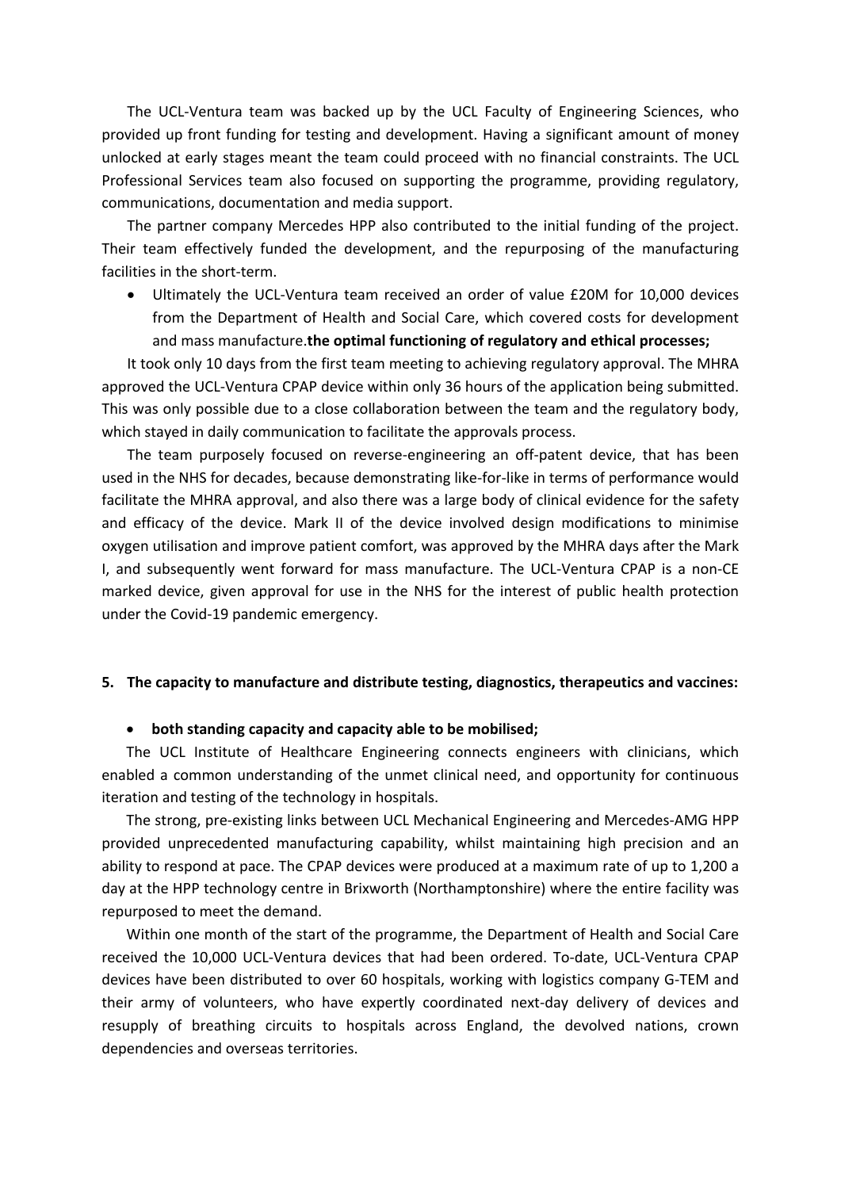The UCL-Ventura team was backed up by the UCL Faculty of Engineering Sciences, who provided up front funding for testing and development. Having a significant amount of money unlocked at early stages meant the team could proceed with no financial constraints. The UCL Professional Services team also focused on supporting the programme, providing regulatory, communications, documentation and media support.

The partner company Mercedes HPP also contributed to the initial funding of the project. Their team effectively funded the development, and the repurposing of the manufacturing facilities in the short-term.

- Ultimately the UCL-Ventura team received an order of value £20M for 10,000 devices from the Department of Health and Social Care, which covered costs for development and mass manufacture.**the optimal functioning of regulatory and ethical processes;**

It took only 10 days from the first team meeting to achieving regulatory approval. The MHRA approved the UCL-Ventura CPAP device within only 36 hours of the application being submitted. This was only possible due to a close collaboration between the team and the regulatory body, which stayed in daily communication to facilitate the approvals process.

The team purposely focused on reverse-engineering an off-patent device, that has been used in the NHS for decades, because demonstrating like-for-like in terms of performance would facilitate the MHRA approval, and also there was a large body of clinical evidence for the safety and efficacy of the device. Mark II of the device involved design modifications to minimise oxygen utilisation and improve patient comfort, was approved by the MHRA days after the Mark I, and subsequently went forward for mass manufacture. The UCL-Ventura CPAP is a non-CE marked device, given approval for use in the NHS for the interest of public health protection under the Covid-19 pandemic emergency.

**5. The capacity to manufacture and distribute testing, diagnostics, therapeutics and vaccines:**

- **both standing capacity and capacity able to be mobilised;**

The UCL Institute of Healthcare Engineering connects engineers with clinicians, which enabled a common understanding of the unmet clinical need, and opportunity for continuous iteration and testing of the technology in hospitals.

The strong, pre-existing links between UCL Mechanical Engineering and Mercedes-AMG HPP provided unprecedented manufacturing capability, whilst maintaining high precision and an ability to respond at pace. The CPAP devices were produced at a maximum rate of up to 1,200 a day at the HPP technology centre in Brixworth (Northamptonshire) where the entire facility was repurposed to meet the demand.

Within one month of the start of the programme, the Department of Health and Social Care received the 10,000 UCL-Ventura devices that had been ordered. To-date, UCL-Ventura CPAP devices have been distributed to over 60 hospitals, working with logistics company G-TEM and their army of volunteers, who have expertly coordinated next-day delivery of devices and resupply of breathing circuits to hospitals across England, the devolved nations, crown dependencies and overseas territories.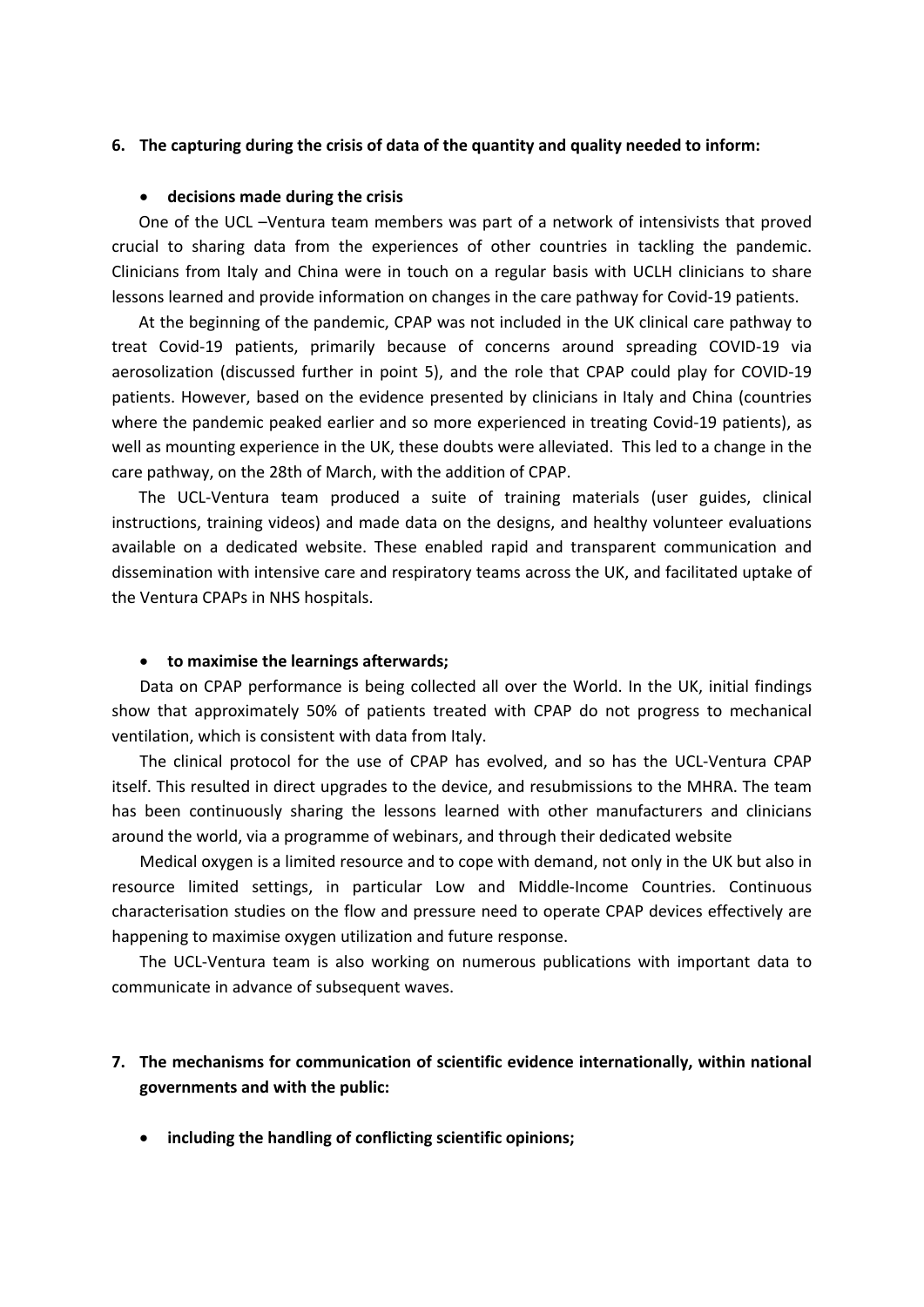6. **The capturing during the crisis of data of the quantity and quality needed to inform:**

- **decisions made during the crisis**

One of the UCL –Ventura team members was part of a network of intensivists that proved crucial to sharing data from the experiences of other countries in tackling the pandemic. Clinicians from Italy and China were in touch on a regular basis with UCLH clinicians to share lessons learned and provide information on changes in the care pathway for Covid-19 patients.

At the beginning of the pandemic, CPAP was not included in the UK clinical care pathway to treat Covid-19 patients, primarily because of concerns around spreading COVID-19 via aerosolization (discussed further in point 5), and the role that CPAP could play for COVID-19 patients. However, based on the evidence presented by clinicians in Italy and China (countries where the pandemic peaked earlier and so more experienced in treating Covid-19 patients), as well as mounting experience in the UK, these doubts were alleviated. This led to a change in the care pathway, on the 28th of March, with the addition of CPAP.

The UCL-Ventura team produced a suite of training materials (user guides, clinical instructions, training videos) and made data on the designs, and healthy volunteer evaluations available on a dedicated website. These enabled rapid and transparent communication and dissemination with intensive care and respiratory teams across the UK, and facilitated uptake of the Ventura CPAPs in NHS hospitals.

- **to maximise the learnings afterwards;**

Data on CPAP performance is being collected all over the World. In the UK, initial findings show that approximately 50% of patients treated with CPAP do not progress to mechanical ventilation, which is consistent with data from Italy.

The clinical protocol for the use of CPAP has evolved, and so has the UCL-Ventura CPAP itself. This resulted in direct upgrades to the device, and resubmissions to the MHRA. The team has been continuously sharing the lessons learned with other manufacturers and clinicians around the world, via a programme of webinars, and through their dedicated website

Medical oxygen is a limited resource and to cope with demand, not only in the UK but also in resource limited settings, in particular Low and Middle-Income Countries. Continuous characterisation studies on the flow and pressure need to operate CPAP devices effectively are happening to maximise oxygen utilization and future response.

The UCL-Ventura team is also working on numerous publications with important data to communicate in advance of subsequent waves.

7. **The mechanisms for communication of scientific evidence internationally, within national governments and with the public:**

- **including the handling of conflicting scientific opinions;**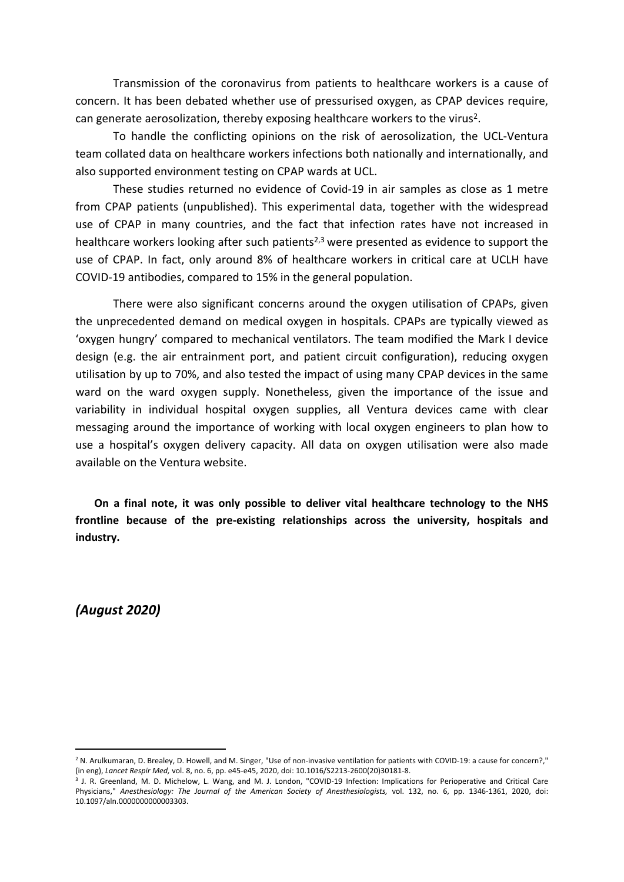Transmission of the coronavirus from patients to healthcare workers is a cause of concern. It has been debated whether use of pressurised oxygen, as CPAP devices require, can generate aerosolization, thereby exposing healthcare workers to the virus[2].

To handle the conflicting opinions on the risk of aerosolization, the UCL-Ventura team collated data on healthcare workers infections both nationally and internationally, and also supported environment testing on CPAP wards at UCL.

These studies returned no evidence of Covid-19 in air samples as close as 1 metre from CPAP patients (unpublished). This experimental data, together with the widespread use of CPAP in many countries, and the fact that infection rates have not increased in healthcare workers looking after such patients[2,3] were presented as evidence to support the use of CPAP. In fact, only around 8% of healthcare workers in critical care at UCLH have COVID-19 antibodies, compared to 15% in the general population.

There were also significant concerns around the oxygen utilisation of CPAPs, given the unprecedented demand on medical oxygen in hospitals. CPAPs are typically viewed as 'oxygen hungry' compared to mechanical ventilators. The team modified the Mark I device design (e.g. the air entrainment port, and patient circuit configuration), reducing oxygen utilisation by up to 70%, and also tested the impact of using many CPAP devices in the same ward on the ward oxygen supply. Nonetheless, given the importance of the issue and variability in individual hospital oxygen supplies, all Ventura devices came with clear messaging around the importance of working with local oxygen engineers to plan how to use a hospital's oxygen delivery capacity. All data on oxygen utilisation were also made available on the Ventura website.

**On a final note, it was only possible to deliver vital healthcare technology to the NHS frontline because of the pre-existing relationships across the university, hospitals and industry.**

***(August 2020)***

---

[2] N. Arulkumaran, D. Brealey, D. Howell, and M. Singer, "Use of non-invasive ventilation for patients with COVID-19: a cause for concern?," (in eng), *Lancet Respir Med,* vol. 8, no. 6, pp. e45-e45, 2020, doi: 10.1016/S2213-2600(20)30181-8.

[3] J. R. Greenland, M. D. Michelow, L. Wang, and M. J. London, "COVID-19 Infection: Implications for Perioperative and Critical Care Physicians," *Anesthesiology: The Journal of the American Society of Anesthesiologists,* vol. 132, no. 6, pp. 1346-1361, 2020, doi: 10.1097/aln.0000000000003303.